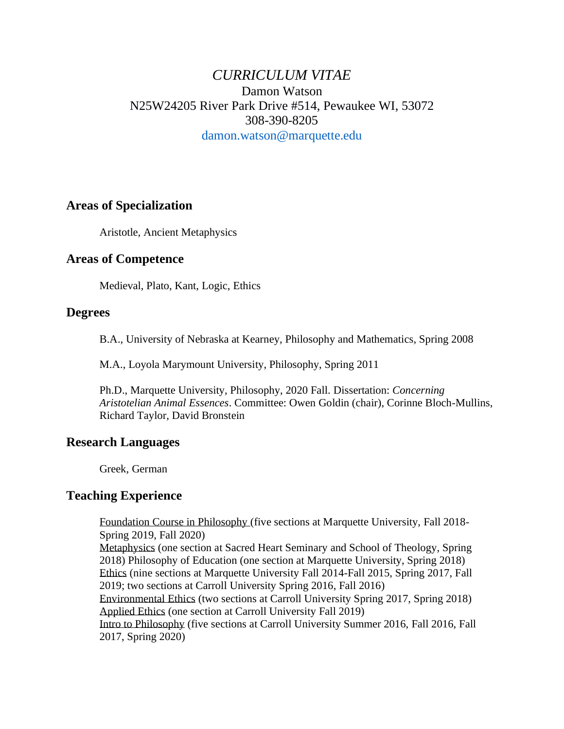*CURRICULUM VITAE*

Damon Watson

N25W24205 River Park Drive #514, Pewaukee WI, 53072

308-390-8205

damon.watson@marquette.edu

## Areas of Specialization

Aristotle, Ancient Metaphysics

## Areas of Competence

Medieval, Plato, Kant, Logic, Ethics

## Degrees

B.A., University of Nebraska at Kearney, Philosophy and Mathematics, Spring 2008

M.A., Loyola Marymount University, Philosophy, Spring 2011

Ph.D., Marquette University, Philosophy, 2020 Fall. Dissertation: *Concerning Aristotelian Animal Essences*. Committee: Owen Goldin (chair), Corinne Bloch-Mullins, Richard Taylor, David Bronstein

## Research Languages

Greek, German

## Teaching Experience

Foundation Course in Philosophy (five sections at Marquette University, Fall 2018-Spring 2019, Fall 2020)
Metaphysics (one section at Sacred Heart Seminary and School of Theology, Spring 2018) Philosophy of Education (one section at Marquette University, Spring 2018)
Ethics (nine sections at Marquette University Fall 2014-Fall 2015, Spring 2017, Fall 2019; two sections at Carroll University Spring 2016, Fall 2016)
Environmental Ethics (two sections at Carroll University Spring 2017, Spring 2018)
Applied Ethics (one section at Carroll University Fall 2019)
Intro to Philosophy (five sections at Carroll University Summer 2016, Fall 2016, Fall 2017, Spring 2020)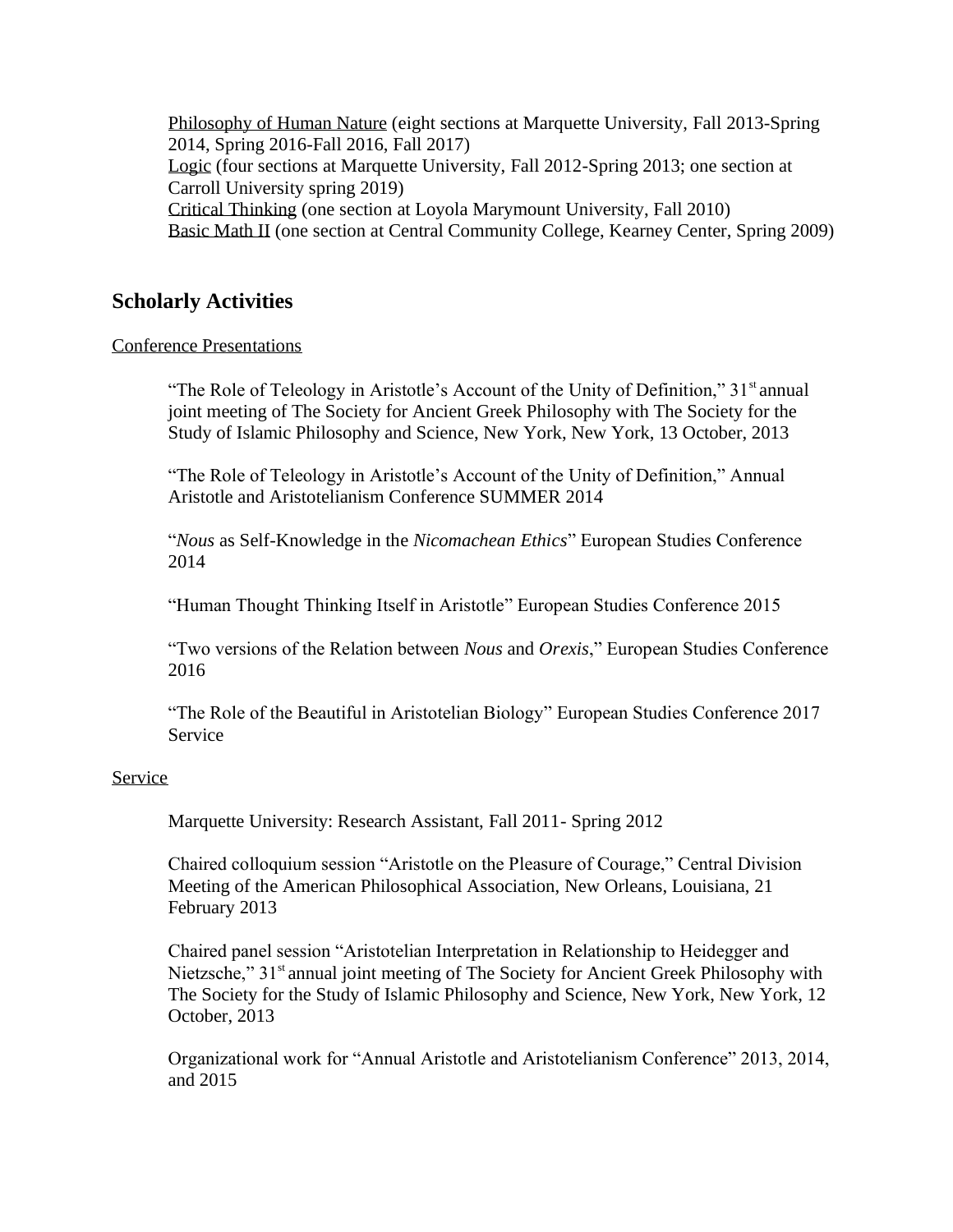<u>Philosophy of Human Nature</u> (eight sections at Marquette University, Fall 2013-Spring 2014, Spring 2016-Fall 2016, Fall 2017)
<u>Logic</u> (four sections at Marquette University, Fall 2012-Spring 2013; one section at Carroll University spring 2019)
<u>Critical Thinking</u> (one section at Loyola Marymount University, Fall 2010)
<u>Basic Math II</u> (one section at Central Community College, Kearney Center, Spring 2009)

## Scholarly Activities

<u>Conference Presentations</u>

"The Role of Teleology in Aristotle's Account of the Unity of Definition," 31st annual joint meeting of The Society for Ancient Greek Philosophy with The Society for the Study of Islamic Philosophy and Science, New York, New York, 13 October, 2013

"The Role of Teleology in Aristotle's Account of the Unity of Definition," Annual Aristotle and Aristotelianism Conference SUMMER 2014

"*Nous* as Self-Knowledge in the *Nicomachean Ethics*" European Studies Conference 2014

"Human Thought Thinking Itself in Aristotle" European Studies Conference 2015

"Two versions of the Relation between *Nous* and *Orexis*," European Studies Conference 2016

"The Role of the Beautiful in Aristotelian Biology" European Studies Conference 2017
Service

<u>Service</u>

Marquette University: Research Assistant, Fall 2011- Spring 2012

Chaired colloquium session "Aristotle on the Pleasure of Courage," Central Division Meeting of the American Philosophical Association, New Orleans, Louisiana, 21 February 2013

Chaired panel session "Aristotelian Interpretation in Relationship to Heidegger and Nietzsche," 31st annual joint meeting of The Society for Ancient Greek Philosophy with The Society for the Study of Islamic Philosophy and Science, New York, New York, 12 October, 2013

Organizational work for "Annual Aristotle and Aristotelianism Conference" 2013, 2014, and 2015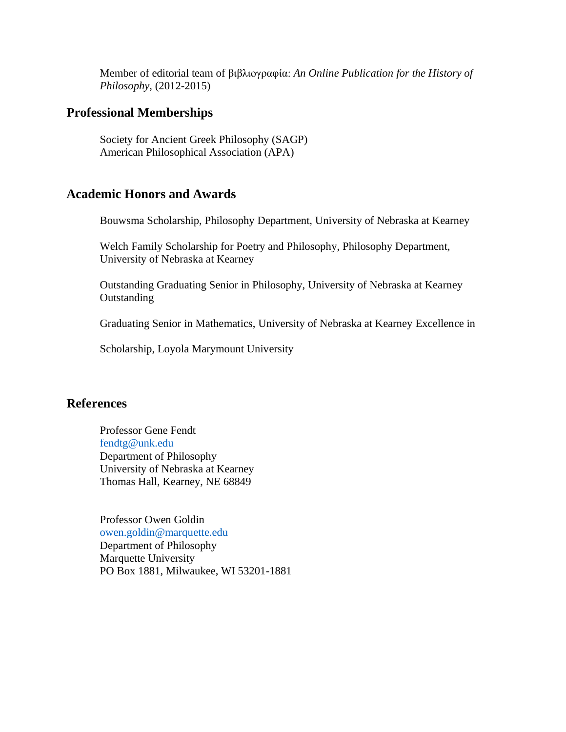Member of editorial team of βιβλιογραφία: *An Online Publication for the History of Philosophy*, (2012-2015)

## Professional Memberships

Society for Ancient Greek Philosophy (SAGP)
American Philosophical Association (APA)

## Academic Honors and Awards

Bouwsma Scholarship, Philosophy Department, University of Nebraska at Kearney

Welch Family Scholarship for Poetry and Philosophy, Philosophy Department, University of Nebraska at Kearney

Outstanding Graduating Senior in Philosophy, University of Nebraska at Kearney Outstanding

Graduating Senior in Mathematics, University of Nebraska at Kearney Excellence in

Scholarship, Loyola Marymount University

## References

Professor Gene Fendt
fendtg@unk.edu
Department of Philosophy
University of Nebraska at Kearney
Thomas Hall, Kearney, NE 68849

Professor Owen Goldin
owen.goldin@marquette.edu
Department of Philosophy
Marquette University
PO Box 1881, Milwaukee, WI 53201-1881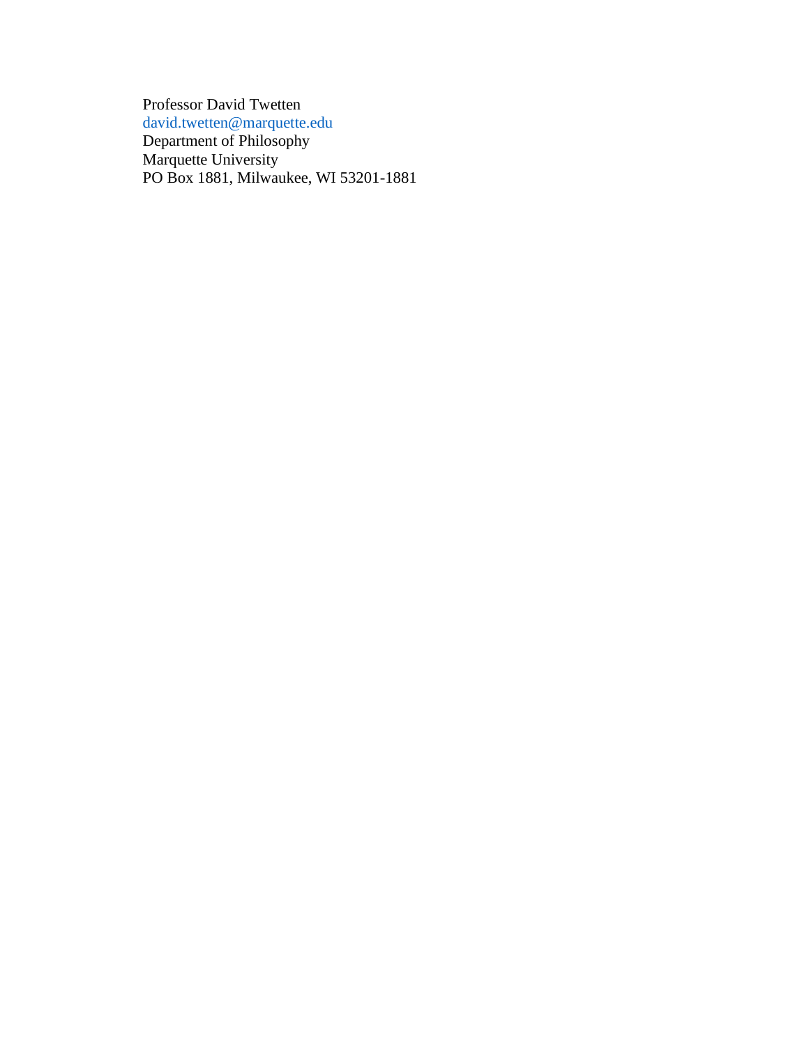Professor David Twetten
david.twetten@marquette.edu
Department of Philosophy
Marquette University
PO Box 1881, Milwaukee, WI 53201-1881